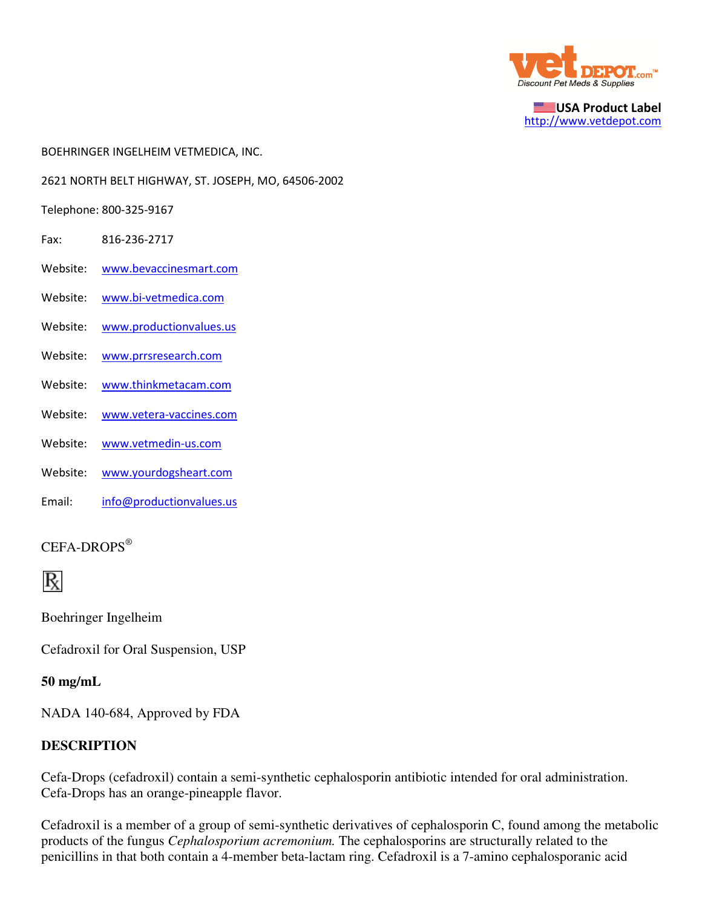**USA Product Label**
http://www.vetdepot.com

BOEHRINGER INGELHEIM VETMEDICA, INC.

2621 NORTH BELT HIGHWAY, ST. JOSEPH, MO, 64506-2002

Telephone: 800-325-9167

Fax: 816-236-2717

Website: www.bevaccinesmart.com

Website: www.bi-vetmedica.com

Website: www.productionvalues.us

Website: www.prrsresearch.com

Website: www.thinkmetacam.com

Website: www.vetera-vaccines.com

Website: www.vetmedin-us.com

Website: www.yourdogsheart.com

Email: info@productionvalues.us

CEFA-DROPS®

℞

Boehringer Ingelheim

Cefadroxil for Oral Suspension, USP

**50 mg/mL**

NADA 140-684, Approved by FDA

## DESCRIPTION

Cefa-Drops (cefadroxil) contain a semi-synthetic cephalosporin antibiotic intended for oral administration. Cefa-Drops has an orange-pineapple flavor.

Cefadroxil is a member of a group of semi-synthetic derivatives of cephalosporin C, found among the metabolic products of the fungus *Cephalosporium acremonium.* The cephalosporins are structurally related to the penicillins in that both contain a 4-member beta-lactam ring. Cefadroxil is a 7-amino cephalosporanic acid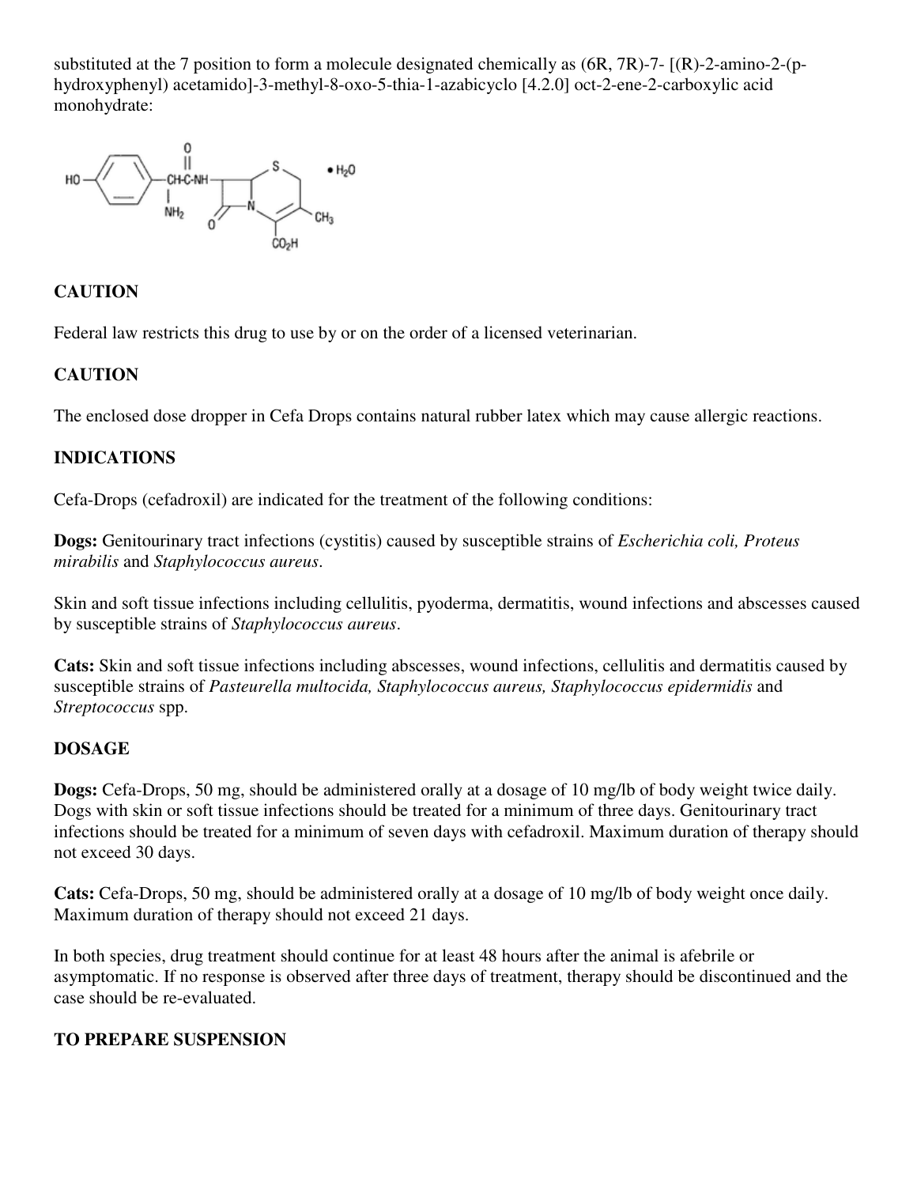substituted at the 7 position to form a molecule designated chemically as (6R, 7R)-7- [(R)-2-amino-2-(p-hydroxyphenyl) acetamido]-3-methyl-8-oxo-5-thia-1-azabicyclo [4.2.0] oct-2-ene-2-carboxylic acid monohydrate:

### CAUTION

Federal law restricts this drug to use by or on the order of a licensed veterinarian.

### CAUTION

The enclosed dose dropper in Cefa Drops contains natural rubber latex which may cause allergic reactions.

### INDICATIONS

Cefa-Drops (cefadroxil) are indicated for the treatment of the following conditions:

**Dogs:** Genitourinary tract infections (cystitis) caused by susceptible strains of *Escherichia coli, Proteus mirabilis* and *Staphylococcus aureus*.

Skin and soft tissue infections including cellulitis, pyoderma, dermatitis, wound infections and abscesses caused by susceptible strains of *Staphylococcus aureus*.

**Cats:** Skin and soft tissue infections including abscesses, wound infections, cellulitis and dermatitis caused by susceptible strains of *Pasteurella multocida, Staphylococcus aureus, Staphylococcus epidermidis* and *Streptococcus* spp.

### DOSAGE

**Dogs:** Cefa-Drops, 50 mg, should be administered orally at a dosage of 10 mg/lb of body weight twice daily. Dogs with skin or soft tissue infections should be treated for a minimum of three days. Genitourinary tract infections should be treated for a minimum of seven days with cefadroxil. Maximum duration of therapy should not exceed 30 days.

**Cats:** Cefa-Drops, 50 mg, should be administered orally at a dosage of 10 mg/lb of body weight once daily. Maximum duration of therapy should not exceed 21 days.

In both species, drug treatment should continue for at least 48 hours after the animal is afebrile or asymptomatic. If no response is observed after three days of treatment, therapy should be discontinued and the case should be re-evaluated.

### TO PREPARE SUSPENSION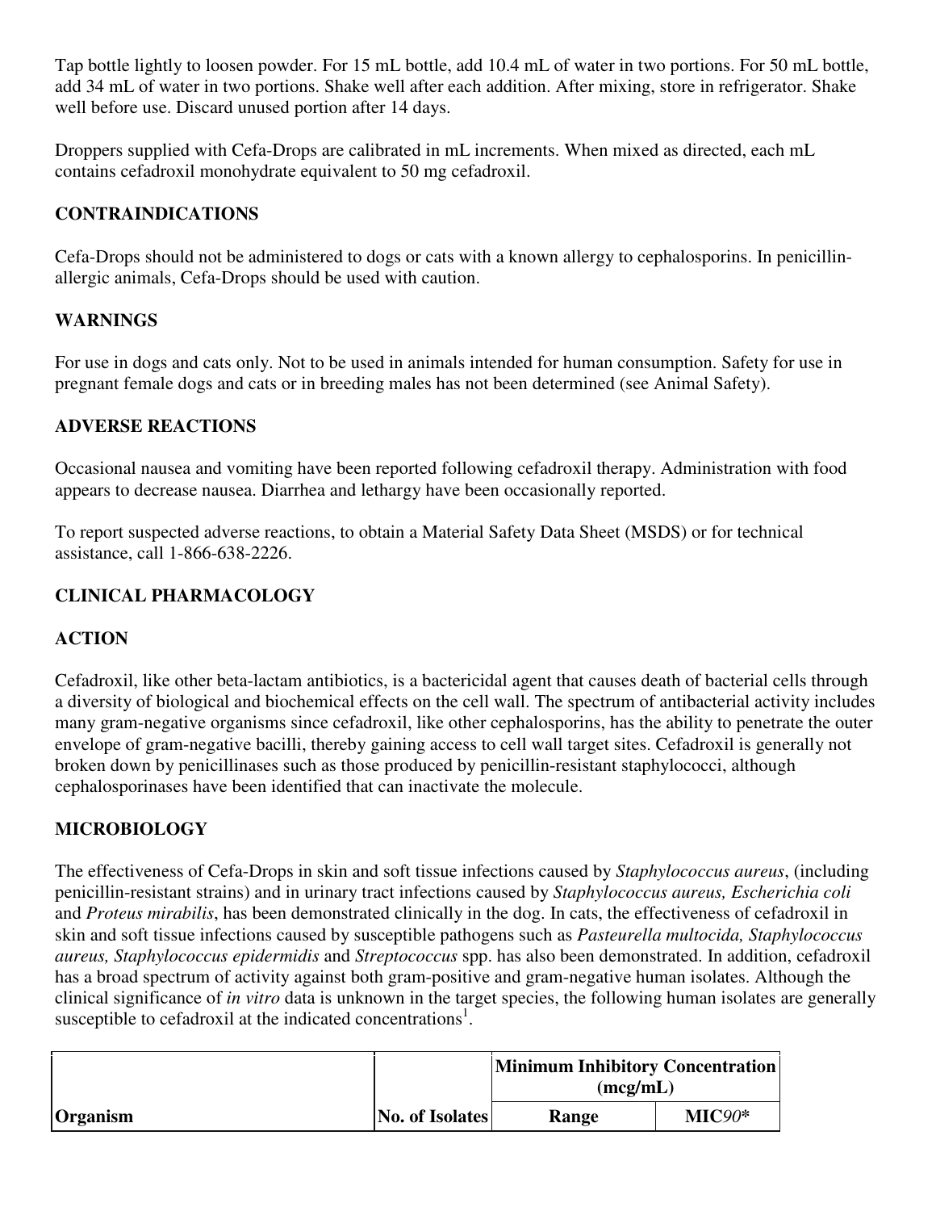Tap bottle lightly to loosen powder. For 15 mL bottle, add 10.4 mL of water in two portions. For 50 mL bottle, add 34 mL of water in two portions. Shake well after each addition. After mixing, store in refrigerator. Shake well before use. Discard unused portion after 14 days.

Droppers supplied with Cefa-Drops are calibrated in mL increments. When mixed as directed, each mL contains cefadroxil monohydrate equivalent to 50 mg cefadroxil.

## CONTRAINDICATIONS

Cefa-Drops should not be administered to dogs or cats with a known allergy to cephalosporins. In penicillin-allergic animals, Cefa-Drops should be used with caution.

## WARNINGS

For use in dogs and cats only. Not to be used in animals intended for human consumption. Safety for use in pregnant female dogs and cats or in breeding males has not been determined (see Animal Safety).

## ADVERSE REACTIONS

Occasional nausea and vomiting have been reported following cefadroxil therapy. Administration with food appears to decrease nausea. Diarrhea and lethargy have been occasionally reported.

To report suspected adverse reactions, to obtain a Material Safety Data Sheet (MSDS) or for technical assistance, call 1-866-638-2226.

## CLINICAL PHARMACOLOGY

## ACTION

Cefadroxil, like other beta-lactam antibiotics, is a bactericidal agent that causes death of bacterial cells through a diversity of biological and biochemical effects on the cell wall. The spectrum of antibacterial activity includes many gram-negative organisms since cefadroxil, like other cephalosporins, has the ability to penetrate the outer envelope of gram-negative bacilli, thereby gaining access to cell wall target sites. Cefadroxil is generally not broken down by penicillinases such as those produced by penicillin-resistant staphylococci, although cephalosporinases have been identified that can inactivate the molecule.

## MICROBIOLOGY

The effectiveness of Cefa-Drops in skin and soft tissue infections caused by *Staphylococcus aureus*, (including penicillin-resistant strains) and in urinary tract infections caused by *Staphylococcus aureus, Escherichia coli* and *Proteus mirabilis*, has been demonstrated clinically in the dog. In cats, the effectiveness of cefadroxil in skin and soft tissue infections caused by susceptible pathogens such as *Pasteurella multocida, Staphylococcus aureus, Staphylococcus epidermidis* and *Streptococcus* spp. has also been demonstrated. In addition, cefadroxil has a broad spectrum of activity against both gram-positive and gram-negative human isolates. Although the clinical significance of *in vitro* data is unknown in the target species, the following human isolates are generally susceptible to cefadroxil at the indicated concentrations[1].

| | | Minimum Inhibitory Concentration (mcg/mL) | |
|---|---|---|---|
| **Organism** | **No. of Isolates** | **Range** | **MIC*90*** |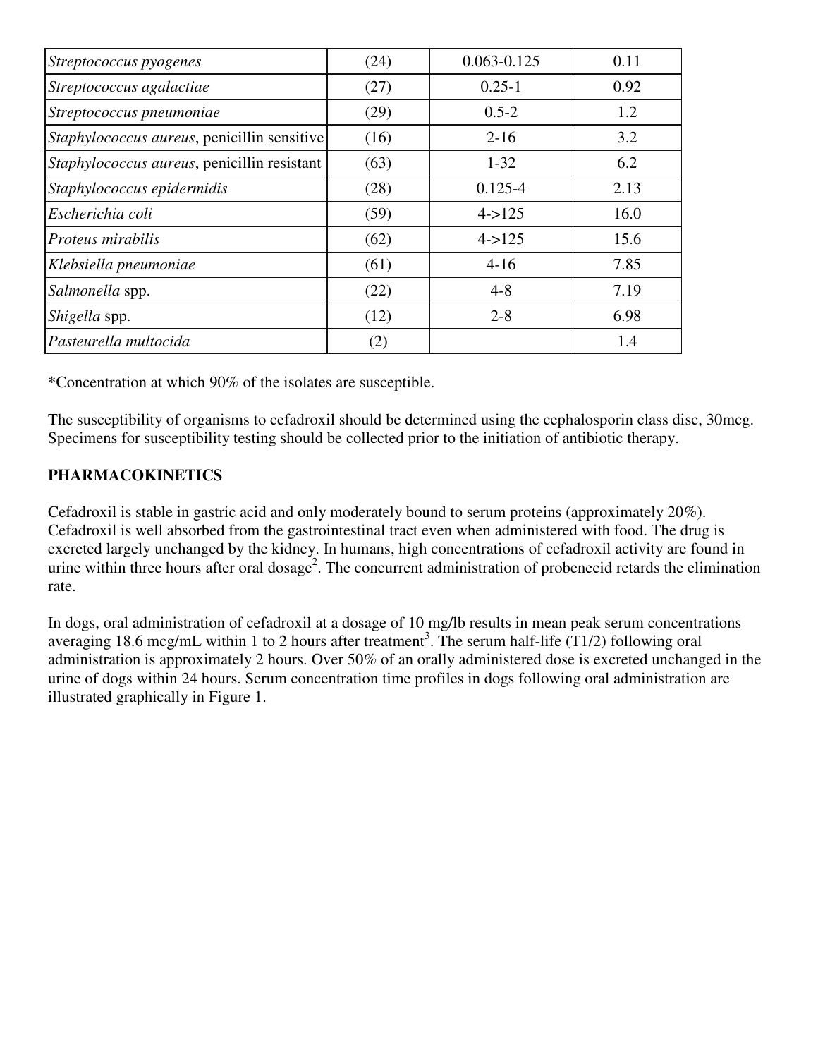| | | | |
|---|---|---|---|
| *Streptococcus pyogenes* | (24) | 0.063-0.125 | 0.11 |
| *Streptococcus agalactiae* | (27) | 0.25-1 | 0.92 |
| *Streptococcus pneumoniae* | (29) | 0.5-2 | 1.2 |
| *Staphylococcus aureus*, penicillin sensitive | (16) | 2-16 | 3.2 |
| *Staphylococcus aureus*, penicillin resistant | (63) | 1-32 | 6.2 |
| *Staphylococcus epidermidis* | (28) | 0.125-4 | 2.13 |
| *Escherichia coli* | (59) | 4->125 | 16.0 |
| *Proteus mirabilis* | (62) | 4->125 | 15.6 |
| *Klebsiella pneumoniae* | (61) | 4-16 | 7.85 |
| *Salmonella* spp. | (22) | 4-8 | 7.19 |
| *Shigella* spp. | (12) | 2-8 | 6.98 |
| *Pasteurella multocida* | (2) | | 1.4 |

*Concentration at which 90% of the isolates are susceptible.

The susceptibility of organisms to cefadroxil should be determined using the cephalosporin class disc, 30mcg. Specimens for susceptibility testing should be collected prior to the initiation of antibiotic therapy.

**PHARMACOKINETICS**

Cefadroxil is stable in gastric acid and only moderately bound to serum proteins (approximately 20%). Cefadroxil is well absorbed from the gastrointestinal tract even when administered with food. The drug is excreted largely unchanged by the kidney. In humans, high concentrations of cefadroxil activity are found in urine within three hours after oral dosage[2]. The concurrent administration of probenecid retards the elimination rate.

In dogs, oral administration of cefadroxil at a dosage of 10 mg/lb results in mean peak serum concentrations averaging 18.6 mcg/mL within 1 to 2 hours after treatment[3]. The serum half-life (T1/2) following oral administration is approximately 2 hours. Over 50% of an orally administered dose is excreted unchanged in the urine of dogs within 24 hours. Serum concentration time profiles in dogs following oral administration are illustrated graphically in Figure 1.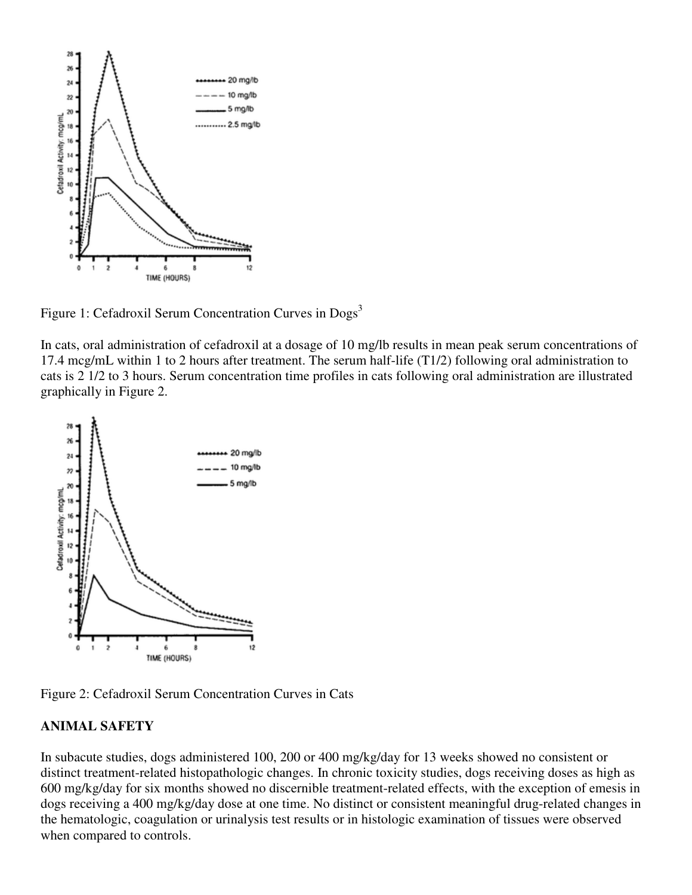Figure 1: Cefadroxil Serum Concentration Curves in Dogs[3]

In cats, oral administration of cefadroxil at a dosage of 10 mg/lb results in mean peak serum concentrations of 17.4 mcg/mL within 1 to 2 hours after treatment. The serum half-life (T1/2) following oral administration to cats is 2 1/2 to 3 hours. Serum concentration time profiles in cats following oral administration are illustrated graphically in Figure 2.

Figure 2: Cefadroxil Serum Concentration Curves in Cats

## ANIMAL SAFETY

In subacute studies, dogs administered 100, 200 or 400 mg/kg/day for 13 weeks showed no consistent or distinct treatment-related histopathologic changes. In chronic toxicity studies, dogs receiving doses as high as 600 mg/kg/day for six months showed no discernible treatment-related effects, with the exception of emesis in dogs receiving a 400 mg/kg/day dose at one time. No distinct or consistent meaningful drug-related changes in the hematologic, coagulation or urinalysis test results or in histologic examination of tissues were observed when compared to controls.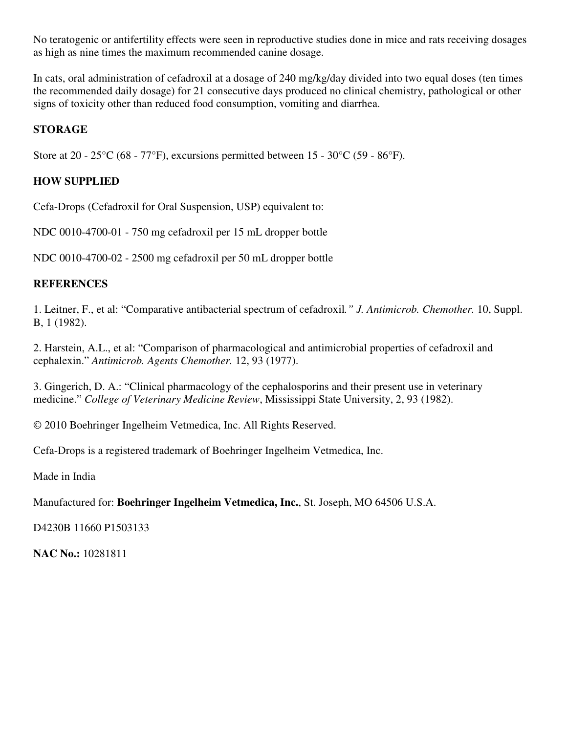No teratogenic or antifertility effects were seen in reproductive studies done in mice and rats receiving dosages as high as nine times the maximum recommended canine dosage.

In cats, oral administration of cefadroxil at a dosage of 240 mg/kg/day divided into two equal doses (ten times the recommended daily dosage) for 21 consecutive days produced no clinical chemistry, pathological or other signs of toxicity other than reduced food consumption, vomiting and diarrhea.

## STORAGE

Store at 20 - 25°C (68 - 77°F), excursions permitted between 15 - 30°C (59 - 86°F).

## HOW SUPPLIED

Cefa-Drops (Cefadroxil for Oral Suspension, USP) equivalent to:

NDC 0010-4700-01 - 750 mg cefadroxil per 15 mL dropper bottle

NDC 0010-4700-02 - 2500 mg cefadroxil per 50 mL dropper bottle

## REFERENCES

1. Leitner, F., et al: "Comparative antibacterial spectrum of cefadroxil." *J. Antimicrob. Chemother.* 10, Suppl. B, 1 (1982).

2. Harstein, A.L., et al: "Comparison of pharmacological and antimicrobial properties of cefadroxil and cephalexin." *Antimicrob. Agents Chemother.* 12, 93 (1977).

3. Gingerich, D. A.: "Clinical pharmacology of the cephalosporins and their present use in veterinary medicine." *College of Veterinary Medicine Review*, Mississippi State University, 2, 93 (1982).

© 2010 Boehringer Ingelheim Vetmedica, Inc. All Rights Reserved.

Cefa-Drops is a registered trademark of Boehringer Ingelheim Vetmedica, Inc.

Made in India

Manufactured for: **Boehringer Ingelheim Vetmedica, Inc.**, St. Joseph, MO 64506 U.S.A.

D4230B 11660 P1503133

**NAC No.:** 10281811